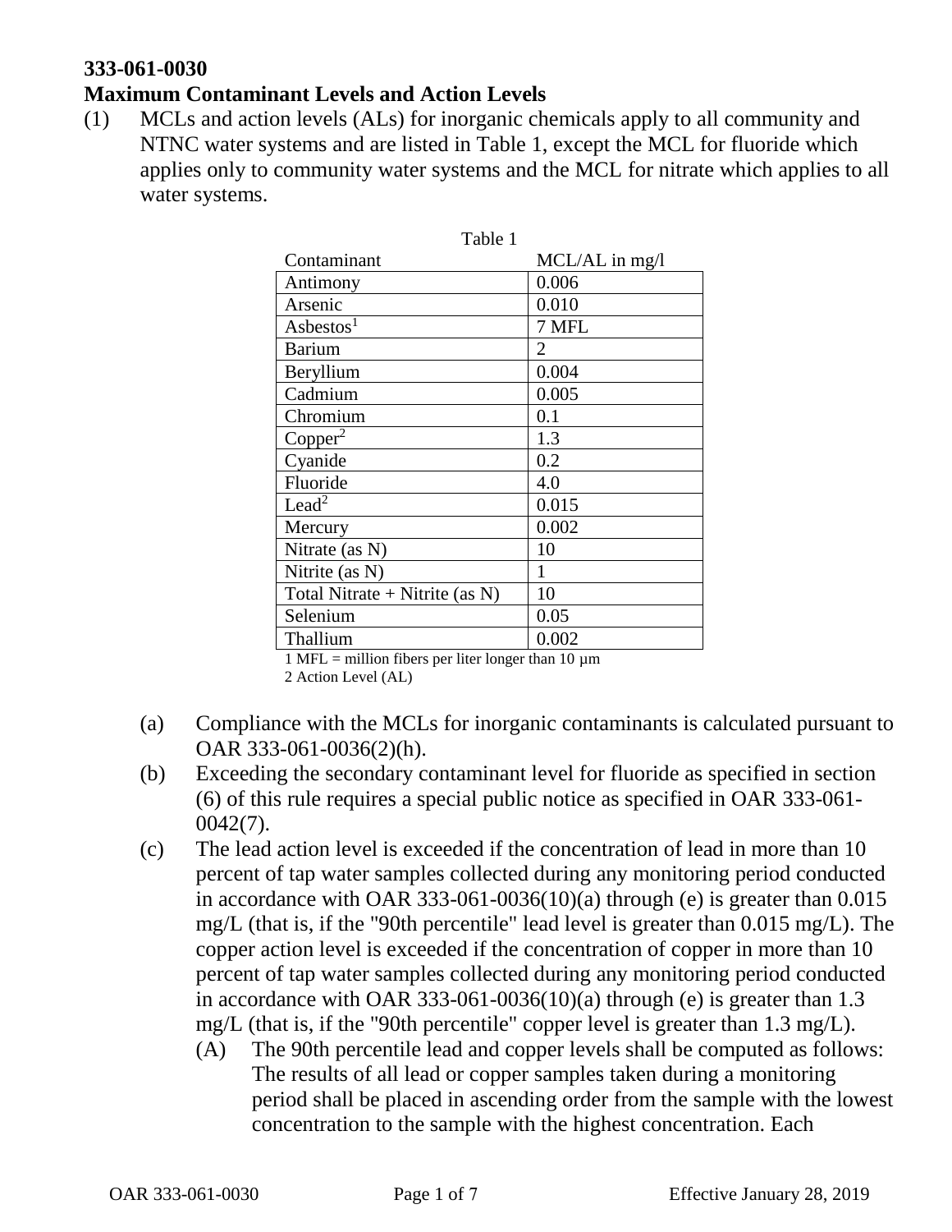# 333-061-0030

## Maximum Contaminant Levels and Action Levels

(1) MCLs and action levels (ALs) for inorganic chemicals apply to all community and NTNC water systems and are listed in Table 1, except the MCL for fluoride which applies only to community water systems and the MCL for nitrate which applies to all water systems.

Table 1

| Contaminant | MCL/AL in mg/l |
| --- | --- |
| Antimony | 0.006 |
| Arsenic | 0.010 |
| Asbestos[1] | 7 MFL |
| Barium | 2 |
| Beryllium | 0.004 |
| Cadmium | 0.005 |
| Chromium | 0.1 |
| Copper[2] | 1.3 |
| Cyanide | 0.2 |
| Fluoride | 4.0 |
| Lead[2] | 0.015 |
| Mercury | 0.002 |
| Nitrate (as N) | 10 |
| Nitrite (as N) | 1 |
| Total Nitrate + Nitrite (as N) | 10 |
| Selenium | 0.05 |
| Thallium | 0.002 |

1 MFL = million fibers per liter longer than 10 µm
2 Action Level (AL)

(a) Compliance with the MCLs for inorganic contaminants is calculated pursuant to OAR 333-061-0036(2)(h).

(b) Exceeding the secondary contaminant level for fluoride as specified in section (6) of this rule requires a special public notice as specified in OAR 333-061-0042(7).

(c) The lead action level is exceeded if the concentration of lead in more than 10 percent of tap water samples collected during any monitoring period conducted in accordance with OAR 333-061-0036(10)(a) through (e) is greater than 0.015 mg/L (that is, if the "90th percentile" lead level is greater than 0.015 mg/L). The copper action level is exceeded if the concentration of copper in more than 10 percent of tap water samples collected during any monitoring period conducted in accordance with OAR 333-061-0036(10)(a) through (e) is greater than 1.3 mg/L (that is, if the "90th percentile" copper level is greater than 1.3 mg/L).

(A) The 90th percentile lead and copper levels shall be computed as follows: The results of all lead or copper samples taken during a monitoring period shall be placed in ascending order from the sample with the lowest concentration to the sample with the highest concentration. Each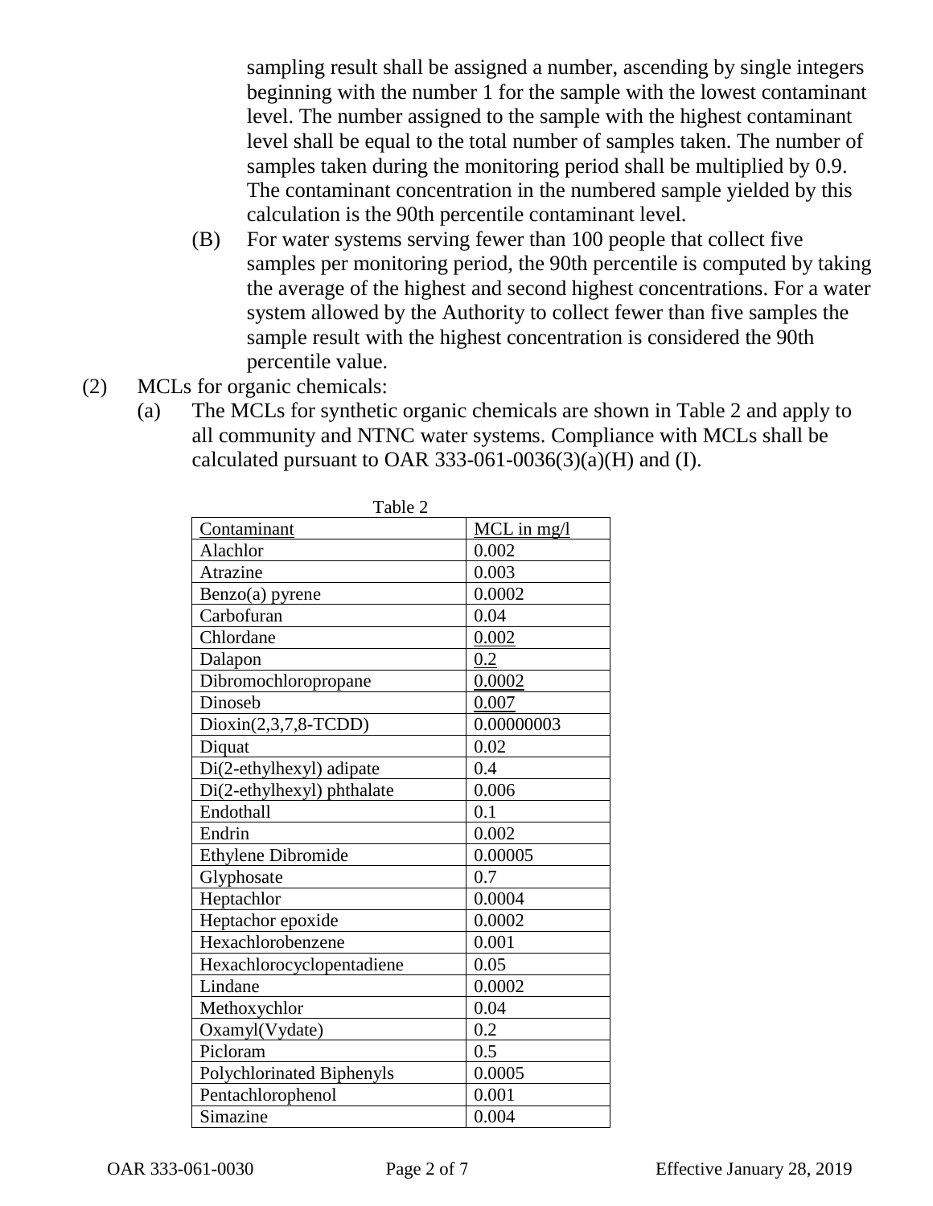sampling result shall be assigned a number, ascending by single integers beginning with the number 1 for the sample with the lowest contaminant level. The number assigned to the sample with the highest contaminant level shall be equal to the total number of samples taken. The number of samples taken during the monitoring period shall be multiplied by 0.9. The contaminant concentration in the numbered sample yielded by this calculation is the 90th percentile contaminant level.

(B) For water systems serving fewer than 100 people that collect five samples per monitoring period, the 90th percentile is computed by taking the average of the highest and second highest concentrations. For a water system allowed by the Authority to collect fewer than five samples the sample result with the highest concentration is considered the 90th percentile value.

(2) MCLs for organic chemicals:

(a) The MCLs for synthetic organic chemicals are shown in Table 2 and apply to all community and NTNC water systems. Compliance with MCLs shall be calculated pursuant to OAR 333-061-0036(3)(a)(H) and (I).

Table 2

| Contaminant | MCL in mg/l |
|---|---|
| Alachlor | 0.002 |
| Atrazine | 0.003 |
| Benzo(a) pyrene | 0.0002 |
| Carbofuran | 0.04 |
| Chlordane | 0.002 |
| Dalapon | 0.2 |
| Dibromochloropropane | 0.0002 |
| Dinoseb | 0.007 |
| Dioxin(2,3,7,8-TCDD) | 0.00000003 |
| Diquat | 0.02 |
| Di(2-ethylhexyl) adipate | 0.4 |
| Di(2-ethylhexyl) phthalate | 0.006 |
| Endothall | 0.1 |
| Endrin | 0.002 |
| Ethylene Dibromide | 0.00005 |
| Glyphosate | 0.7 |
| Heptachlor | 0.0004 |
| Heptachor epoxide | 0.0002 |
| Hexachlorobenzene | 0.001 |
| Hexachlorocyclopentadiene | 0.05 |
| Lindane | 0.0002 |
| Methoxychlor | 0.04 |
| Oxamyl(Vydate) | 0.2 |
| Picloram | 0.5 |
| Polychlorinated Biphenyls | 0.0005 |
| Pentachlorophenol | 0.001 |
| Simazine | 0.004 |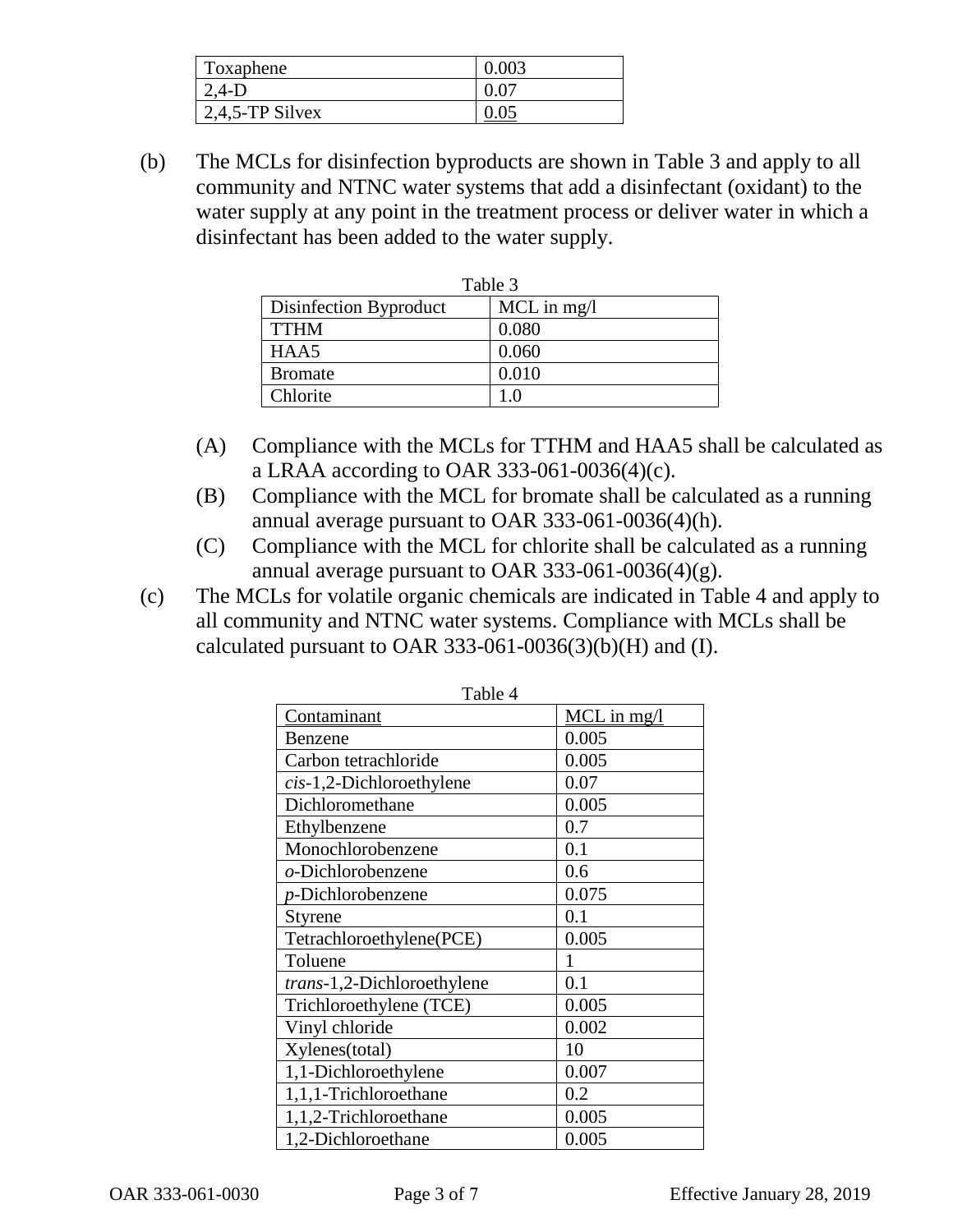| Toxaphene | 0.003 |
|---|---|
| 2,4-D | 0.07 |
| 2,4,5-TP Silvex | 0.05 |

(b) The MCLs for disinfection byproducts are shown in Table 3 and apply to all community and NTNC water systems that add a disinfectant (oxidant) to the water supply at any point in the treatment process or deliver water in which a disinfectant has been added to the water supply.

Table 3

| Disinfection Byproduct | MCL in mg/l |
|---|---|
| TTHM | 0.080 |
| HAA5 | 0.060 |
| Bromate | 0.010 |
| Chlorite | 1.0 |

(A) Compliance with the MCLs for TTHM and HAA5 shall be calculated as a LRAA according to OAR 333-061-0036(4)(c).

(B) Compliance with the MCL for bromate shall be calculated as a running annual average pursuant to OAR 333-061-0036(4)(h).

(C) Compliance with the MCL for chlorite shall be calculated as a running annual average pursuant to OAR 333-061-0036(4)(g).

(c) The MCLs for volatile organic chemicals are indicated in Table 4 and apply to all community and NTNC water systems. Compliance with MCLs shall be calculated pursuant to OAR 333-061-0036(3)(b)(H) and (I).

Table 4

| Contaminant | MCL in mg/l |
|---|---|
| Benzene | 0.005 |
| Carbon tetrachloride | 0.005 |
| *cis*-1,2-Dichloroethylene | 0.07 |
| Dichloromethane | 0.005 |
| Ethylbenzene | 0.7 |
| Monochlorobenzene | 0.1 |
| *o*-Dichlorobenzene | 0.6 |
| *p*-Dichlorobenzene | 0.075 |
| Styrene | 0.1 |
| Tetrachloroethylene(PCE) | 0.005 |
| Toluene | 1 |
| *trans*-1,2-Dichloroethylene | 0.1 |
| Trichloroethylene (TCE) | 0.005 |
| Vinyl chloride | 0.002 |
| Xylenes(total) | 10 |
| 1,1-Dichloroethylene | 0.007 |
| 1,1,1-Trichloroethane | 0.2 |
| 1,1,2-Trichloroethane | 0.005 |
| 1,2-Dichloroethane | 0.005 |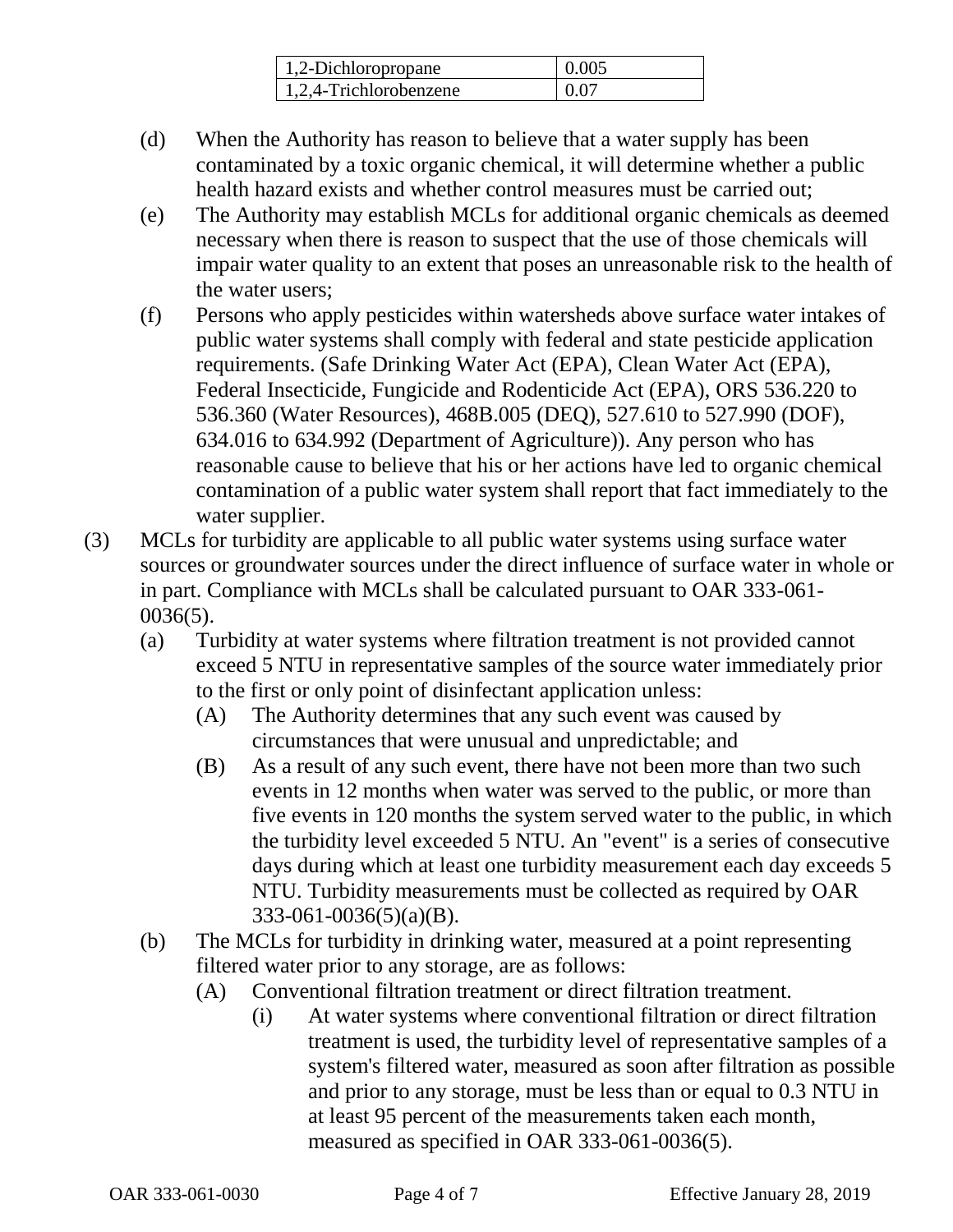| 1,2-Dichloropropane | 0.005 |
|---|---|
| 1,2,4-Trichlorobenzene | 0.07 |

(d) When the Authority has reason to believe that a water supply has been contaminated by a toxic organic chemical, it will determine whether a public health hazard exists and whether control measures must be carried out;

(e) The Authority may establish MCLs for additional organic chemicals as deemed necessary when there is reason to suspect that the use of those chemicals will impair water quality to an extent that poses an unreasonable risk to the health of the water users;

(f) Persons who apply pesticides within watersheds above surface water intakes of public water systems shall comply with federal and state pesticide application requirements. (Safe Drinking Water Act (EPA), Clean Water Act (EPA), Federal Insecticide, Fungicide and Rodenticide Act (EPA), ORS 536.220 to 536.360 (Water Resources), 468B.005 (DEQ), 527.610 to 527.990 (DOF), 634.016 to 634.992 (Department of Agriculture)). Any person who has reasonable cause to believe that his or her actions have led to organic chemical contamination of a public water system shall report that fact immediately to the water supplier.

(3) MCLs for turbidity are applicable to all public water systems using surface water sources or groundwater sources under the direct influence of surface water in whole or in part. Compliance with MCLs shall be calculated pursuant to OAR 333-061-0036(5).

(a) Turbidity at water systems where filtration treatment is not provided cannot exceed 5 NTU in representative samples of the source water immediately prior to the first or only point of disinfectant application unless:

(A) The Authority determines that any such event was caused by circumstances that were unusual and unpredictable; and

(B) As a result of any such event, there have not been more than two such events in 12 months when water was served to the public, or more than five events in 120 months the system served water to the public, in which the turbidity level exceeded 5 NTU. An "event" is a series of consecutive days during which at least one turbidity measurement each day exceeds 5 NTU. Turbidity measurements must be collected as required by OAR 333-061-0036(5)(a)(B).

(b) The MCLs for turbidity in drinking water, measured at a point representing filtered water prior to any storage, are as follows:

(A) Conventional filtration treatment or direct filtration treatment.

(i) At water systems where conventional filtration or direct filtration treatment is used, the turbidity level of representative samples of a system's filtered water, measured as soon after filtration as possible and prior to any storage, must be less than or equal to 0.3 NTU in at least 95 percent of the measurements taken each month, measured as specified in OAR 333-061-0036(5).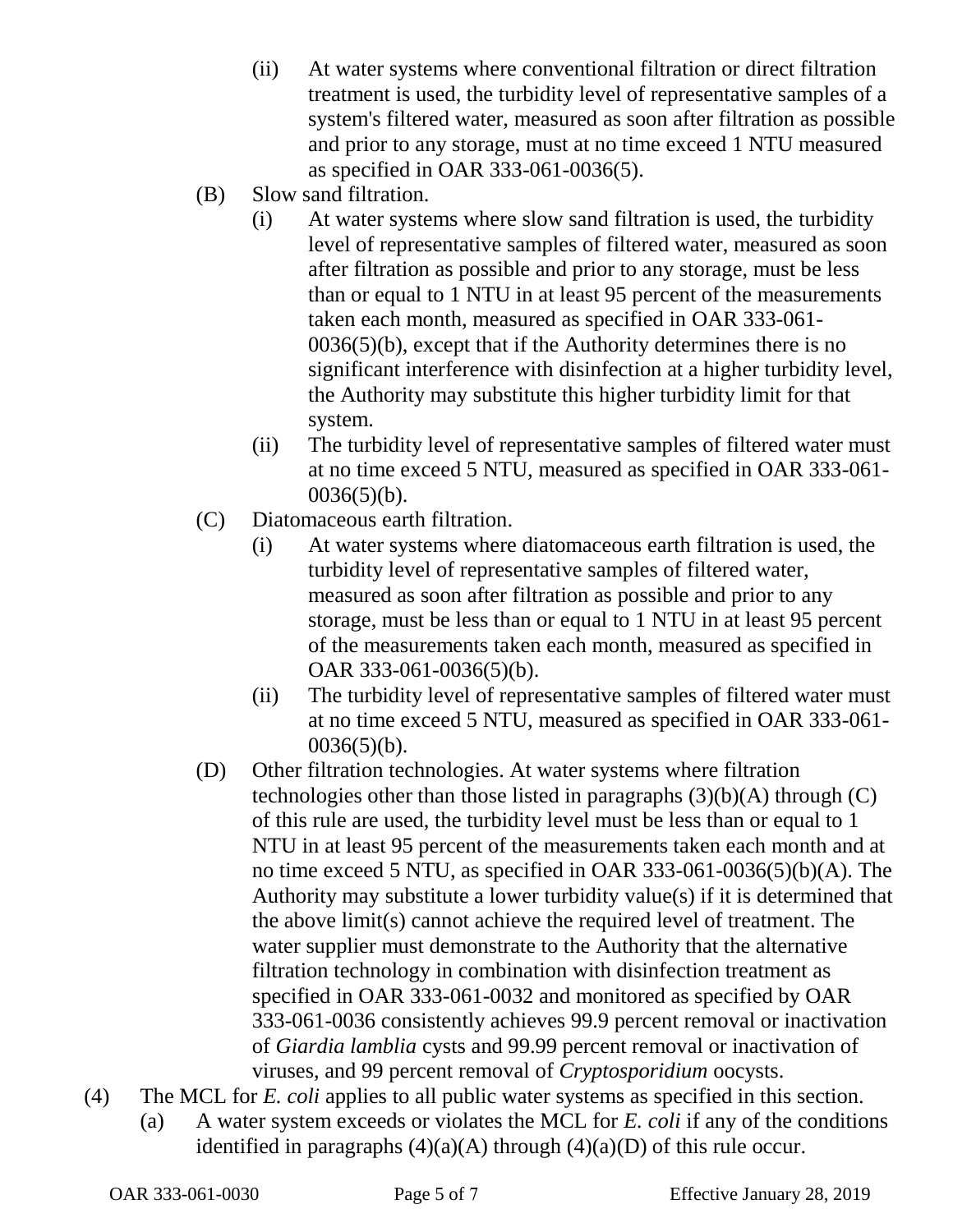(ii) At water systems where conventional filtration or direct filtration treatment is used, the turbidity level of representative samples of a system's filtered water, measured as soon after filtration as possible and prior to any storage, must at no time exceed 1 NTU measured as specified in OAR 333-061-0036(5).

(B) Slow sand filtration.

(i) At water systems where slow sand filtration is used, the turbidity level of representative samples of filtered water, measured as soon after filtration as possible and prior to any storage, must be less than or equal to 1 NTU in at least 95 percent of the measurements taken each month, measured as specified in OAR 333-061-0036(5)(b), except that if the Authority determines there is no significant interference with disinfection at a higher turbidity level, the Authority may substitute this higher turbidity limit for that system.

(ii) The turbidity level of representative samples of filtered water must at no time exceed 5 NTU, measured as specified in OAR 333-061-0036(5)(b).

(C) Diatomaceous earth filtration.

(i) At water systems where diatomaceous earth filtration is used, the turbidity level of representative samples of filtered water, measured as soon after filtration as possible and prior to any storage, must be less than or equal to 1 NTU in at least 95 percent of the measurements taken each month, measured as specified in OAR 333-061-0036(5)(b).

(ii) The turbidity level of representative samples of filtered water must at no time exceed 5 NTU, measured as specified in OAR 333-061-0036(5)(b).

(D) Other filtration technologies. At water systems where filtration technologies other than those listed in paragraphs (3)(b)(A) through (C) of this rule are used, the turbidity level must be less than or equal to 1 NTU in at least 95 percent of the measurements taken each month and at no time exceed 5 NTU, as specified in OAR 333-061-0036(5)(b)(A). The Authority may substitute a lower turbidity value(s) if it is determined that the above limit(s) cannot achieve the required level of treatment. The water supplier must demonstrate to the Authority that the alternative filtration technology in combination with disinfection treatment as specified in OAR 333-061-0032 and monitored as specified by OAR 333-061-0036 consistently achieves 99.9 percent removal or inactivation of *Giardia lamblia* cysts and 99.99 percent removal or inactivation of viruses, and 99 percent removal of *Cryptosporidium* oocysts.

(4) The MCL for *E. coli* applies to all public water systems as specified in this section.

(a) A water system exceeds or violates the MCL for *E. coli* if any of the conditions identified in paragraphs (4)(a)(A) through (4)(a)(D) of this rule occur.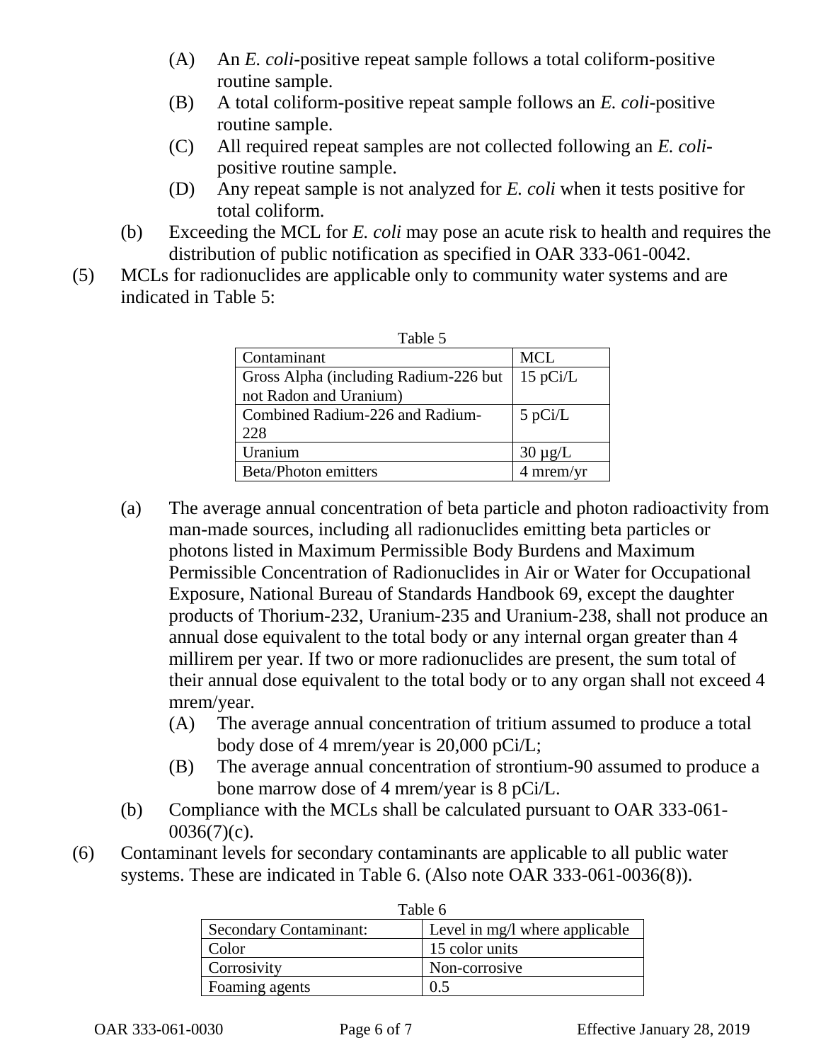(A) An *E. coli*-positive repeat sample follows a total coliform-positive routine sample.

(B) A total coliform-positive repeat sample follows an *E. coli*-positive routine sample.

(C) All required repeat samples are not collected following an *E. coli*-positive routine sample.

(D) Any repeat sample is not analyzed for *E. coli* when it tests positive for total coliform.

(b) Exceeding the MCL for *E. coli* may pose an acute risk to health and requires the distribution of public notification as specified in OAR 333-061-0042.

(5) MCLs for radionuclides are applicable only to community water systems and are indicated in Table 5:

Table 5

| Contaminant | MCL |
| --- | --- |
| Gross Alpha (including Radium-226 but not Radon and Uranium) | 15 pCi/L |
| Combined Radium-226 and Radium-228 | 5 pCi/L |
| Uranium | 30 µg/L |
| Beta/Photon emitters | 4 mrem/yr |

(a) The average annual concentration of beta particle and photon radioactivity from man-made sources, including all radionuclides emitting beta particles or photons listed in Maximum Permissible Body Burdens and Maximum Permissible Concentration of Radionuclides in Air or Water for Occupational Exposure, National Bureau of Standards Handbook 69, except the daughter products of Thorium-232, Uranium-235 and Uranium-238, shall not produce an annual dose equivalent to the total body or any internal organ greater than 4 millirem per year. If two or more radionuclides are present, the sum total of their annual dose equivalent to the total body or to any organ shall not exceed 4 mrem/year.

(A) The average annual concentration of tritium assumed to produce a total body dose of 4 mrem/year is 20,000 pCi/L;

(B) The average annual concentration of strontium-90 assumed to produce a bone marrow dose of 4 mrem/year is 8 pCi/L.

(b) Compliance with the MCLs shall be calculated pursuant to OAR 333-061-0036(7)(c).

(6) Contaminant levels for secondary contaminants are applicable to all public water systems. These are indicated in Table 6. (Also note OAR 333-061-0036(8)).

Table 6

| Secondary Contaminant: | Level in mg/l where applicable |
| --- | --- |
| Color | 15 color units |
| Corrosivity | Non-corrosive |
| Foaming agents | 0.5 |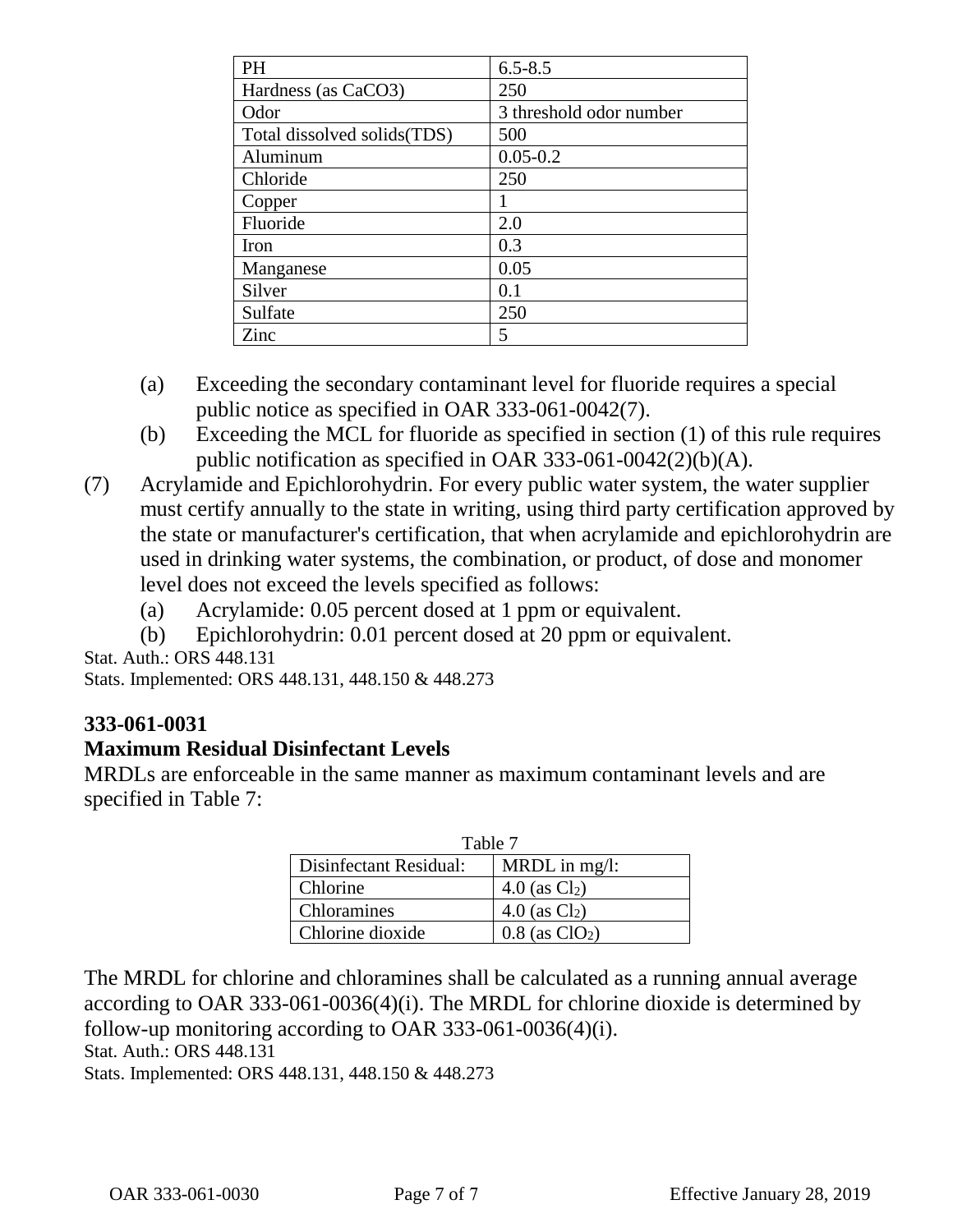| | |
|---|---|
| PH | 6.5-8.5 |
| Hardness (as $CaCO_3$) | 250 |
| Odor | 3 threshold odor number |
| Total dissolved solids(TDS) | 500 |
| Aluminum | 0.05-0.2 |
| Chloride | 250 |
| Copper | 1 |
| Fluoride | 2.0 |
| Iron | 0.3 |
| Manganese | 0.05 |
| Silver | 0.1 |
| Sulfate | 250 |
| Zinc | 5 |

(a) Exceeding the secondary contaminant level for fluoride requires a special public notice as specified in OAR 333-061-0042(7).

(b) Exceeding the MCL for fluoride as specified in section (1) of this rule requires public notification as specified in OAR 333-061-0042(2)(b)(A).

(7) Acrylamide and Epichlorohydrin. For every public water system, the water supplier must certify annually to the state in writing, using third party certification approved by the state or manufacturer's certification, that when acrylamide and epichlorohydrin are used in drinking water systems, the combination, or product, of dose and monomer level does not exceed the levels specified as follows:

(a) Acrylamide: 0.05 percent dosed at 1 ppm or equivalent.

(b) Epichlorohydrin: 0.01 percent dosed at 20 ppm or equivalent.

Stat. Auth.: ORS 448.131

Stats. Implemented: ORS 448.131, 448.150 & 448.273

**333-061-0031**

**Maximum Residual Disinfectant Levels**

MRDLs are enforceable in the same manner as maximum contaminant levels and are specified in Table 7:

Table 7

| Disinfectant Residual: | MRDL in mg/l: |
|---|---|
| Chlorine | 4.0 (as $Cl_2$) |
| Chloramines | 4.0 (as $Cl_2$) |
| Chlorine dioxide | 0.8 (as $ClO_2$) |

The MRDL for chlorine and chloramines shall be calculated as a running annual average according to OAR 333-061-0036(4)(i). The MRDL for chlorine dioxide is determined by follow-up monitoring according to OAR 333-061-0036(4)(i).

Stat. Auth.: ORS 448.131

Stats. Implemented: ORS 448.131, 448.150 & 448.273